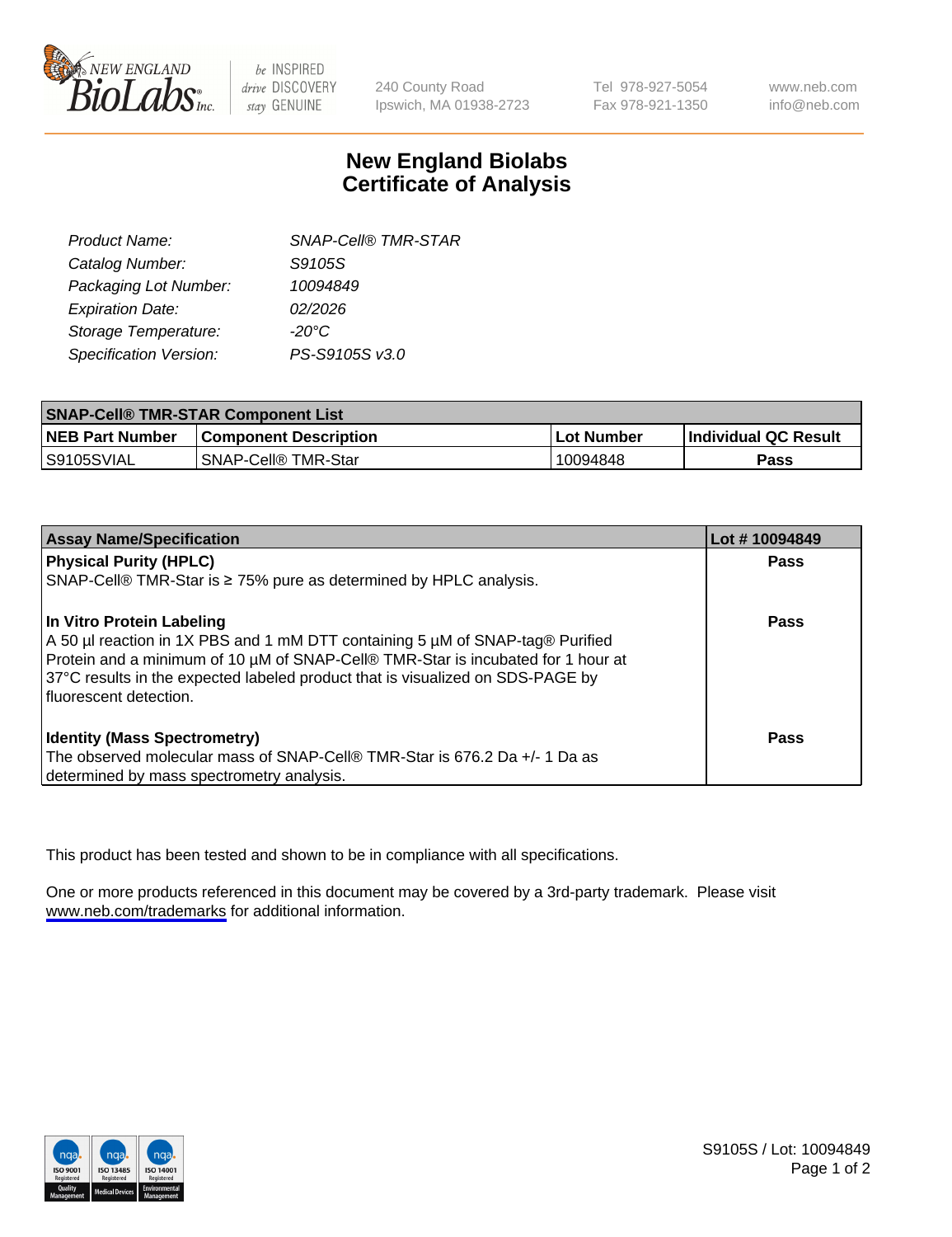# New England Biolabs Certificate of Analysis

| | |
|---|---|
| *Product Name:* | *SNAP-Cell® TMR-STAR* |
| *Catalog Number:* | *S9105S* |
| *Packaging Lot Number:* | *10094849* |
| *Expiration Date:* | *02/2026* |
| *Storage Temperature:* | *-20°C* |
| *Specification Version:* | *PS-S9105S v3.0* |

| SNAP-Cell® TMR-STAR Component List | | | |
|---|---|---|---|
| **NEB Part Number** | **Component Description** | **Lot Number** | **Individual QC Result** |
| S9105SVIAL | SNAP-Cell® TMR-Star | 10094848 | **Pass** |

| Assay Name/Specification | Lot # 10094849 |
|---|---|
| **Physical Purity (HPLC)**<br>SNAP-Cell® TMR-Star is ≥ 75% pure as determined by HPLC analysis. | **Pass** |
| **In Vitro Protein Labeling**<br>A 50 µl reaction in 1X PBS and 1 mM DTT containing 5 µM of SNAP-tag® Purified Protein and a minimum of 10 µM of SNAP-Cell® TMR-Star is incubated for 1 hour at 37°C results in the expected labeled product that is visualized on SDS-PAGE by fluorescent detection. | **Pass** |
| **Identity (Mass Spectrometry)**<br>The observed molecular mass of SNAP-Cell® TMR-Star is 676.2 Da +/- 1 Da as determined by mass spectrometry analysis. | **Pass** |

This product has been tested and shown to be in compliance with all specifications.

One or more products referenced in this document may be covered by a 3rd-party trademark. Please visit www.neb.com/trademarks for additional information.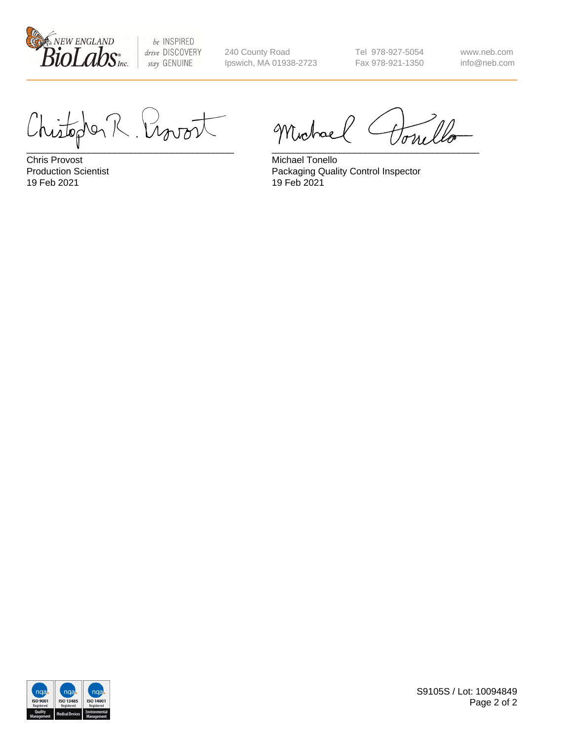Chris Provost
Production Scientist
19 Feb 2021

Michael Tonello
Packaging Quality Control Inspector
19 Feb 2021

S9105S / Lot: 10094849